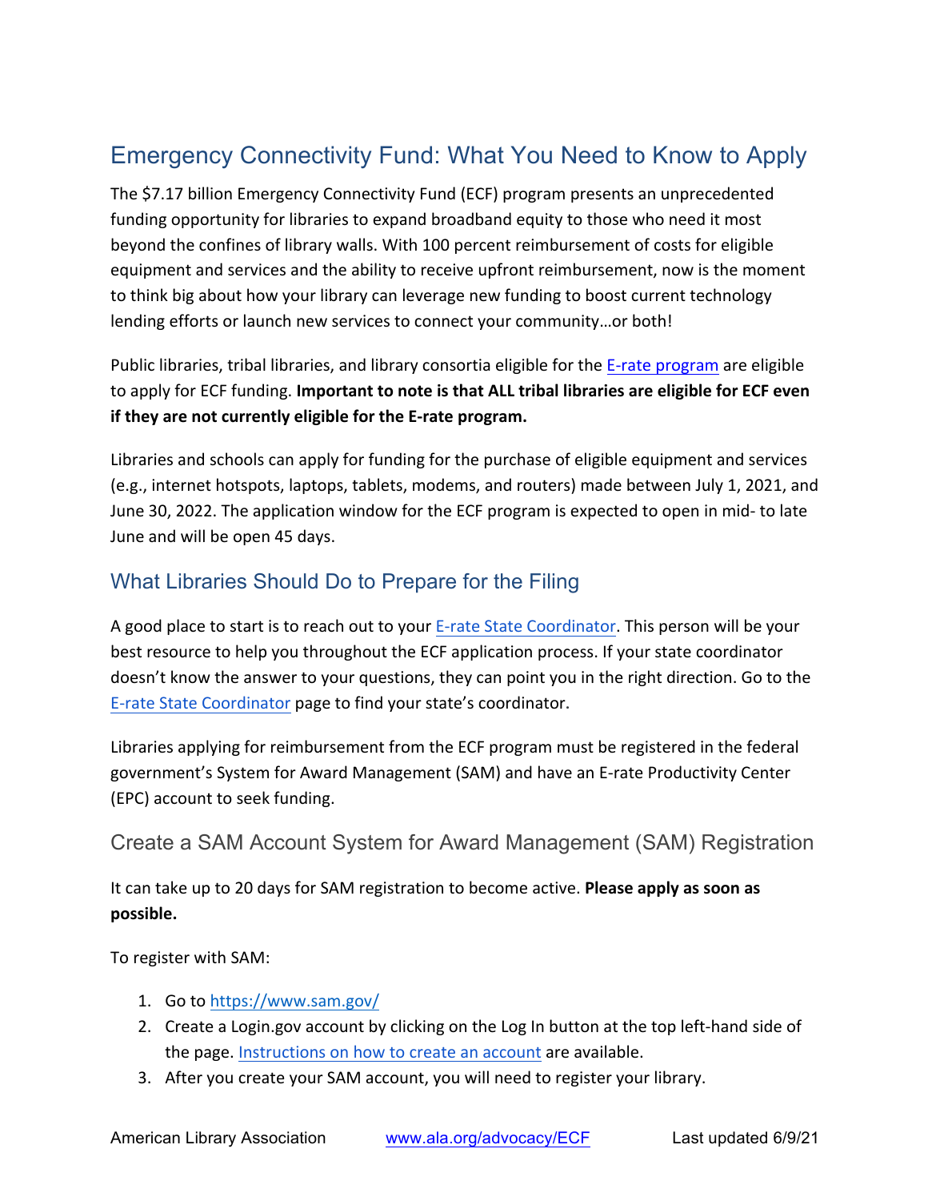# Emergency Connectivity Fund: What You Need to Know to Apply

The $7.17 billion Emergency Connectivity Fund (ECF) program presents an unprecedented funding opportunity for libraries to expand broadband equity to those who need it most beyond the confines of library walls. With 100 percent reimbursement of costs for eligible equipment and services and the ability to receive upfront reimbursement, now is the moment to think big about how your library can leverage new funding to boost current technology lending efforts or launch new services to connect your community…or both!

Public libraries, tribal libraries, and library consortia eligible for the [E-rate program](#) are eligible to apply for ECF funding. **Important to note is that ALL tribal libraries are eligible for ECF even if they are not currently eligible for the E-rate program.**

Libraries and schools can apply for funding for the purchase of eligible equipment and services (e.g., internet hotspots, laptops, tablets, modems, and routers) made between July 1, 2021, and June 30, 2022. The application window for the ECF program is expected to open in mid- to late June and will be open 45 days.

## What Libraries Should Do to Prepare for the Filing

A good place to start is to reach out to your [E-rate State Coordinator](#). This person will be your best resource to help you throughout the ECF application process. If your state coordinator doesn't know the answer to your questions, they can point you in the right direction. Go to the [E-rate State Coordinator](#) page to find your state's coordinator.

Libraries applying for reimbursement from the ECF program must be registered in the federal government's System for Award Management (SAM) and have an E-rate Productivity Center (EPC) account to seek funding.

### Create a SAM Account System for Award Management (SAM) Registration

It can take up to 20 days for SAM registration to become active. **Please apply as soon as possible.**

To register with SAM:

1. Go to https://www.sam.gov/
2. Create a Login.gov account by clicking on the Log In button at the top left-hand side of the page. [Instructions on how to create an account](#) are available.
3. After you create your SAM account, you will need to register your library.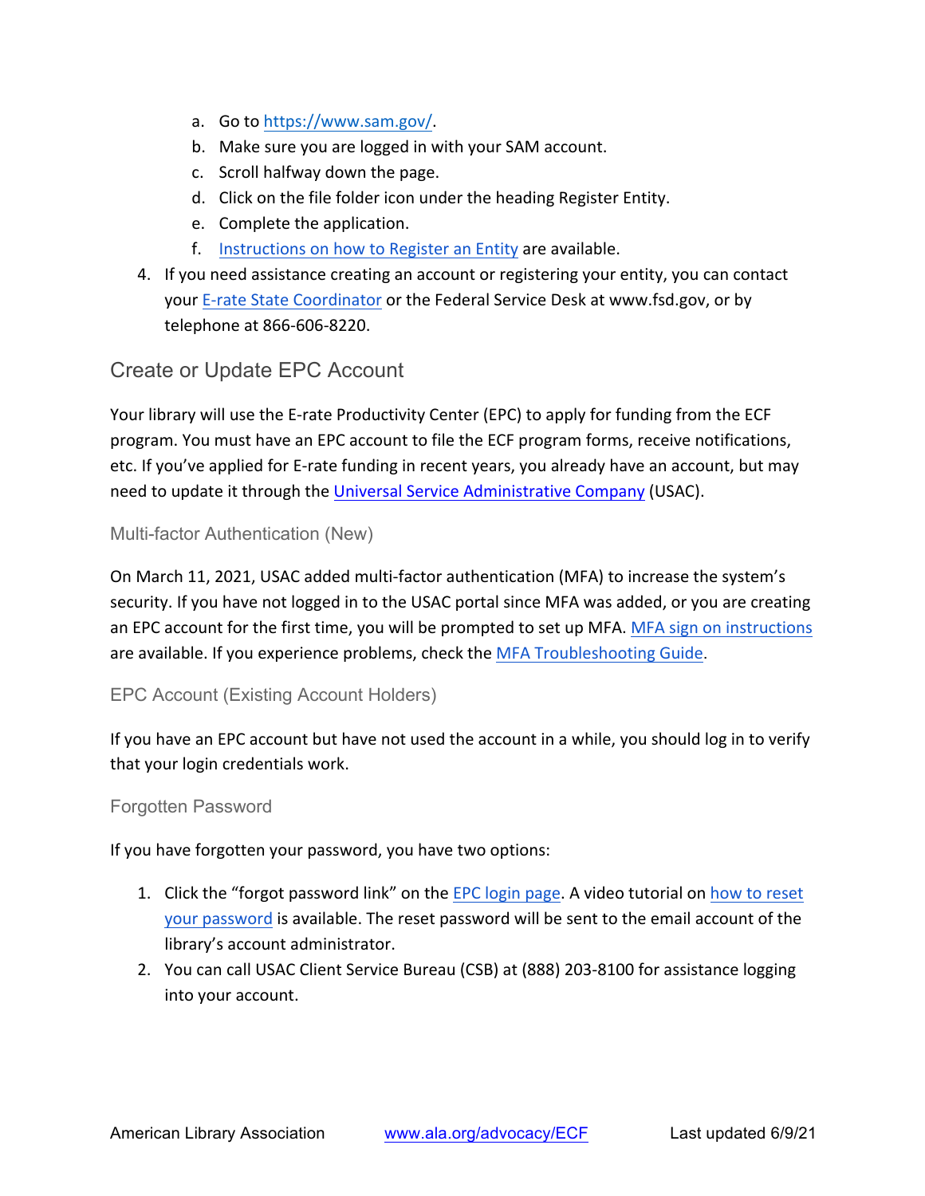a. Go to https://www.sam.gov/.
   b. Make sure you are logged in with your SAM account.
   c. Scroll halfway down the page.
   d. Click on the file folder icon under the heading Register Entity.
   e. Complete the application.
   f. Instructions on how to Register an Entity are available.

4. If you need assistance creating an account or registering your entity, you can contact your E-rate State Coordinator or the Federal Service Desk at www.fsd.gov, or by telephone at 866-606-8220.

## Create or Update EPC Account

Your library will use the E-rate Productivity Center (EPC) to apply for funding from the ECF program. You must have an EPC account to file the ECF program forms, receive notifications, etc. If you've applied for E-rate funding in recent years, you already have an account, but may need to update it through the Universal Service Administrative Company (USAC).

### Multi-factor Authentication (New)

On March 11, 2021, USAC added multi-factor authentication (MFA) to increase the system's security. If you have not logged in to the USAC portal since MFA was added, or you are creating an EPC account for the first time, you will be prompted to set up MFA. MFA sign on instructions are available. If you experience problems, check the MFA Troubleshooting Guide.

### EPC Account (Existing Account Holders)

If you have an EPC account but have not used the account in a while, you should log in to verify that your login credentials work.

### Forgotten Password

If you have forgotten your password, you have two options:

1. Click the "forgot password link" on the EPC login page. A video tutorial on how to reset your password is available. The reset password will be sent to the email account of the library's account administrator.
2. You can call USAC Client Service Bureau (CSB) at (888) 203-8100 for assistance logging into your account.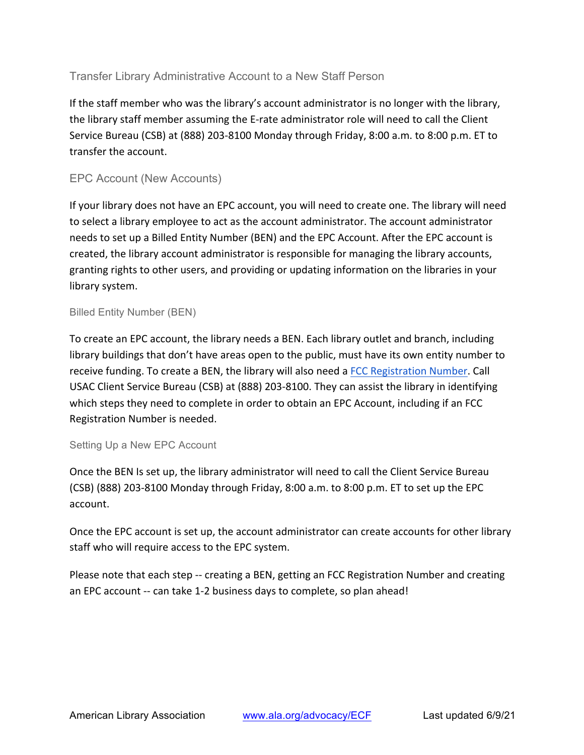## Transfer Library Administrative Account to a New Staff Person

If the staff member who was the library's account administrator is no longer with the library, the library staff member assuming the E-rate administrator role will need to call the Client Service Bureau (CSB) at (888) 203-8100 Monday through Friday, 8:00 a.m. to 8:00 p.m. ET to transfer the account.

## EPC Account (New Accounts)

If your library does not have an EPC account, you will need to create one. The library will need to select a library employee to act as the account administrator. The account administrator needs to set up a Billed Entity Number (BEN) and the EPC Account. After the EPC account is created, the library account administrator is responsible for managing the library accounts, granting rights to other users, and providing or updating information on the libraries in your library system.

### Billed Entity Number (BEN)

To create an EPC account, the library needs a BEN. Each library outlet and branch, including library buildings that don't have areas open to the public, must have its own entity number to receive funding. To create a BEN, the library will also need a [FCC Registration Number](). Call USAC Client Service Bureau (CSB) at (888) 203-8100. They can assist the library in identifying which steps they need to complete in order to obtain an EPC Account, including if an FCC Registration Number is needed.

### Setting Up a New EPC Account

Once the BEN Is set up, the library administrator will need to call the Client Service Bureau (CSB) (888) 203-8100 Monday through Friday, 8:00 a.m. to 8:00 p.m. ET to set up the EPC account.

Once the EPC account is set up, the account administrator can create accounts for other library staff who will require access to the EPC system.

Please note that each step -- creating a BEN, getting an FCC Registration Number and creating an EPC account -- can take 1-2 business days to complete, so plan ahead!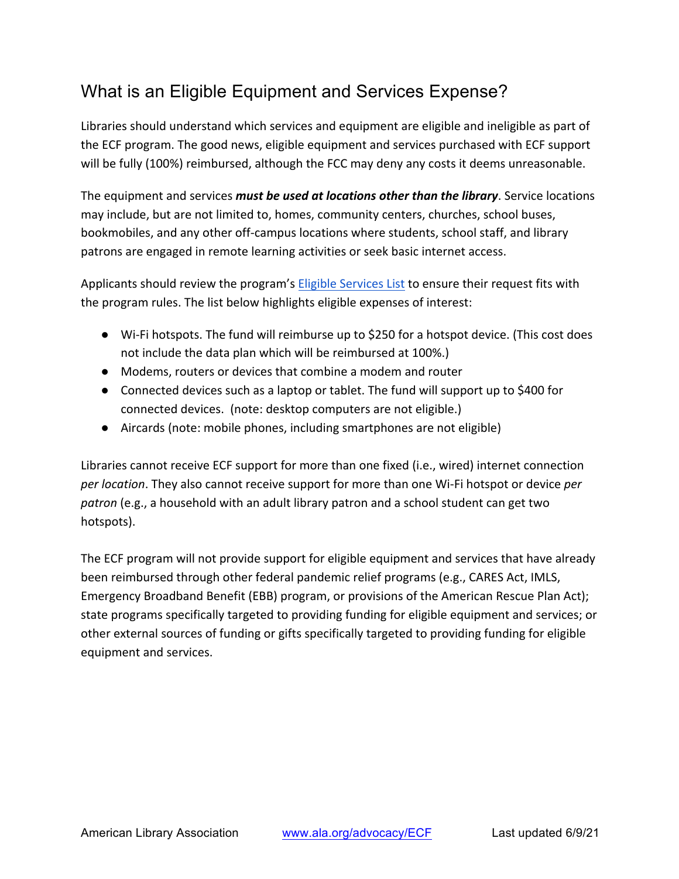## What is an Eligible Equipment and Services Expense?

Libraries should understand which services and equipment are eligible and ineligible as part of the ECF program. The good news, eligible equipment and services purchased with ECF support will be fully (100%) reimbursed, although the FCC may deny any costs it deems unreasonable.

The equipment and services ***must be used at locations other than the library***. Service locations may include, but are not limited to, homes, community centers, churches, school buses, bookmobiles, and any other off-campus locations where students, school staff, and library patrons are engaged in remote learning activities or seek basic internet access.

Applicants should review the program's [Eligible Services List](Eligible Services List) to ensure their request fits with the program rules. The list below highlights eligible expenses of interest:

- Wi-Fi hotspots. The fund will reimburse up to $250 for a hotspot device. (This cost does not include the data plan which will be reimbursed at 100%.)
- Modems, routers or devices that combine a modem and router
- Connected devices such as a laptop or tablet. The fund will support up to $400 for connected devices. (note: desktop computers are not eligible.)
- Aircards (note: mobile phones, including smartphones are not eligible)

Libraries cannot receive ECF support for more than one fixed (i.e., wired) internet connection *per location*. They also cannot receive support for more than one Wi-Fi hotspot or device *per patron* (e.g., a household with an adult library patron and a school student can get two hotspots).

The ECF program will not provide support for eligible equipment and services that have already been reimbursed through other federal pandemic relief programs (e.g., CARES Act, IMLS, Emergency Broadband Benefit (EBB) program, or provisions of the American Rescue Plan Act); state programs specifically targeted to providing funding for eligible equipment and services; or other external sources of funding or gifts specifically targeted to providing funding for eligible equipment and services.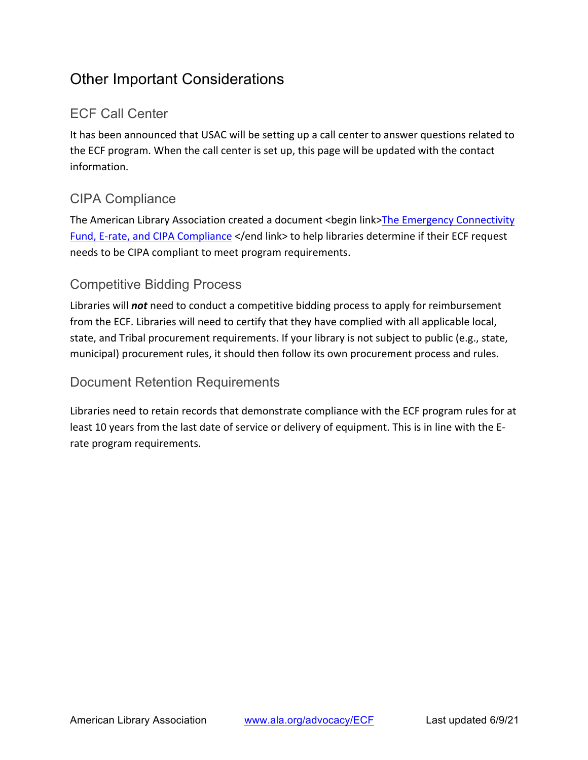# Other Important Considerations

## ECF Call Center

It has been announced that USAC will be setting up a call center to answer questions related to the ECF program. When the call center is set up, this page will be updated with the contact information.

## CIPA Compliance

The American Library Association created a document <begin link>The Emergency Connectivity Fund, E-rate, and CIPA Compliance </end link> to help libraries determine if their ECF request needs to be CIPA compliant to meet program requirements.

## Competitive Bidding Process

Libraries will ***not*** need to conduct a competitive bidding process to apply for reimbursement from the ECF. Libraries will need to certify that they have complied with all applicable local, state, and Tribal procurement requirements. If your library is not subject to public (e.g., state, municipal) procurement rules, it should then follow its own procurement process and rules.

## Document Retention Requirements

Libraries need to retain records that demonstrate compliance with the ECF program rules for at least 10 years from the last date of service or delivery of equipment. This is in line with the E-rate program requirements.